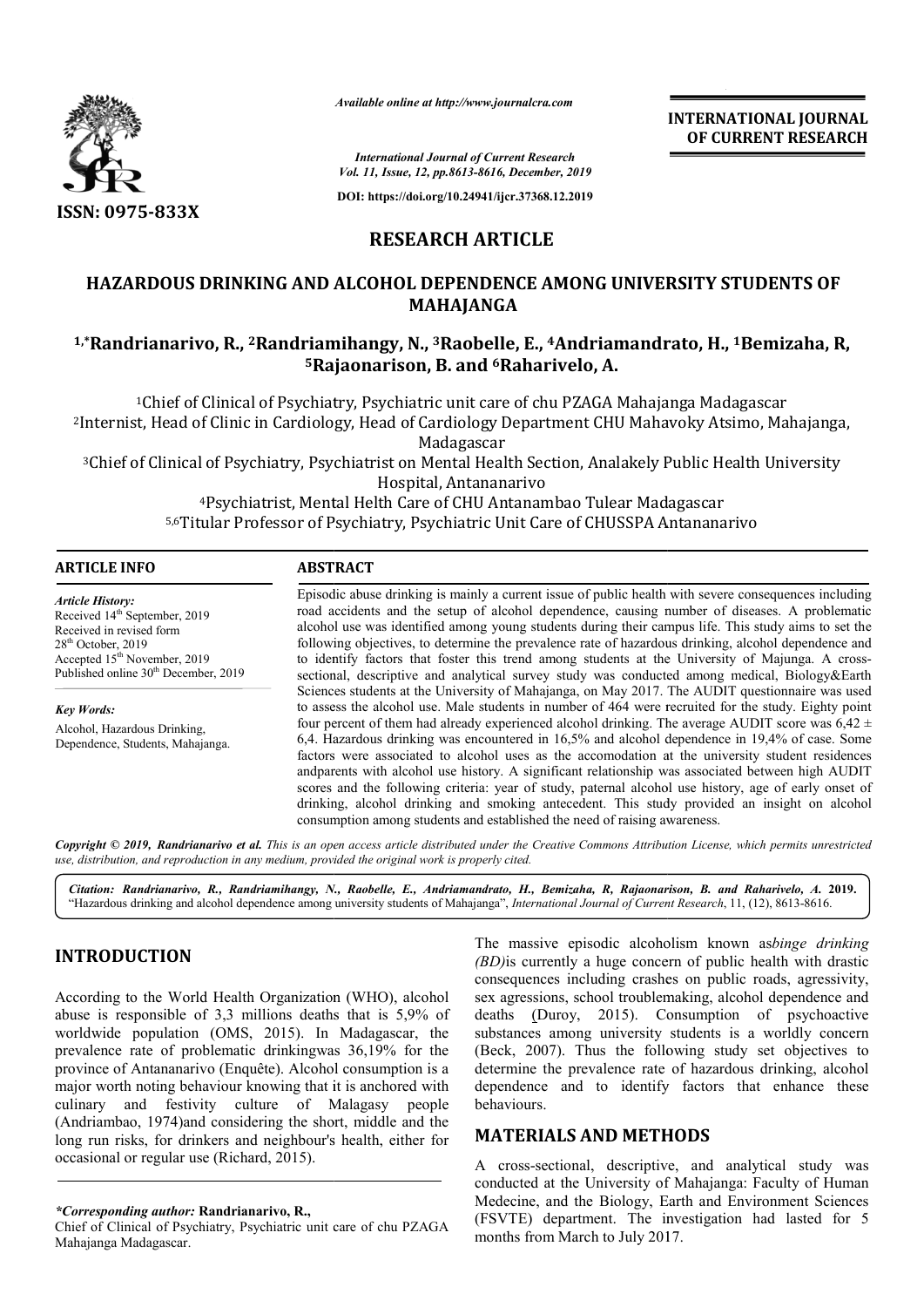# RESEARCH ARTICLE

## HAZARDOUS DRINKING AND ALCOHOL DEPENDENCE AMONG UNIVERSITY STUDENTS OF MAHAJANGA

**[1,*]Randrianarivo, R., [2]Randriamihangy, N., [3]Raobelle, E., [4]Andriamandrato, H., [1]Bemizaha, R, [5]Rajaonarison, B. and [6]Raharivelo, A.**

[1]Chief of Clinical of Psychiatry, Psychiatric unit care of chu PZAGA Mahajanga Madagascar

[2]Internist, Head of Clinic in Cardiology, Head of Cardiology Department CHU Mahavoky Atsimo, Mahajanga, Madagascar

[3]Chief of Clinical of Psychiatry, Psychiatrist on Mental Health Section, Analakely Public Health University Hospital, Antananarivo

[4]Psychiatrist, Mental Helth Care of CHU Antanambao Tulear Madagascar

[5,6]Titular Professor of Psychiatry, Psychiatric Unit Care of CHUSSPA Antananarivo

### ARTICLE INFO

*Article History:*

Received 14th September, 2019
Received in revised form 28th October, 2019
Accepted 15th November, 2019
Published online 30th December, 2019

*Key Words:*

Alcohol, Hazardous Drinking, Dependence, Students, Mahajanga.

### ABSTRACT

Episodic abuse drinking is mainly a current issue of public health with severe consequences including road accidents and the setup of alcohol dependence, causing number of diseases. A problematic alcohol use was identified among young students during their campus life. This study aims to set the following objectives, to determine the prevalence rate of hazardous drinking, alcohol dependence and to identify factors that foster this trend among students at the University of Majunga. A cross-sectional, descriptive and analytical survey study was conducted among medical, Biology&Earth Sciences students at the University of Mahajanga, on May 2017. The AUDIT questionnaire was used to assess the alcohol use. Male students in number of 464 were recruited for the study. Eighty point four percent of them had already experienced alcohol drinking. The average AUDIT score was 6,42 ± 6,4. Hazardous drinking was encountered in 16,5% and alcohol dependence in 19,4% of case. Some factors were associated to alcohol uses as the accomodation at the university student residences andparents with alcohol use history. A significant relationship was associated between high AUDIT scores and the following criteria: year of study, paternal alcohol use history, age of early onset of drinking, alcohol drinking and smoking antecedent. This study provided an insight on alcohol consumption among students and established the need of raising awareness.

**Copyright © 2019, Randrianarivo et al.** *This is an open access article distributed under the Creative Commons Attribution License, which permits unrestricted use, distribution, and reproduction in any medium, provided the original work is properly cited.*

*Citation: Randrianarivo, R., Randriamihangy, N., Raobelle, E., Andriamandrato, H., Bemizaha, R, Rajaonarison, B. and Raharivelo, A.* **2019.** "Hazardous drinking and alcohol dependence among university students of Mahajanga", *International Journal of Current Research*, 11, (12), 8613-8616.

## INTRODUCTION

According to the World Health Organization (WHO), alcohol abuse is responsible of 3,3 millions deaths that is 5,9% of worldwide population (OMS, 2015). In Madagascar, the prevalence rate of problematic drinkingwas 36,19% for the province of Antananarivo (Enquête). Alcohol consumption is a major worth noting behaviour knowing that it is anchored with culinary and festivity culture of Malagasy people (Andriambao, 1974)and considering the short, middle and the long run risks, for drinkers and neighbour's health, either for occasional or regular use (Richard, 2015).

The massive episodic alcoholism known as*binge drinking (BD)*is currently a huge concern of public health with drastic consequences including crashes on public roads, agressivity, sex agressions, school troublemaking, alcohol dependence and deaths (Duroy, 2015). Consumption of psychoactive substances among university students is a worldly concern (Beck, 2007). Thus the following study set objectives to determine the prevalence rate of hazardous drinking, alcohol dependence and to identify factors that enhance these behaviours.

## MATERIALS AND METHODS

A cross-sectional, descriptive, and analytical study was conducted at the University of Mahajanga: Faculty of Human Medecine, and the Biology, Earth and Environment Sciences (FSVTE) department. The investigation had lasted for 5 months from March to July 2017.

*\*Corresponding author:* **Randrianarivo, R.,**
Chief of Clinical of Psychiatry, Psychiatric unit care of chu PZAGA Mahajanga Madagascar.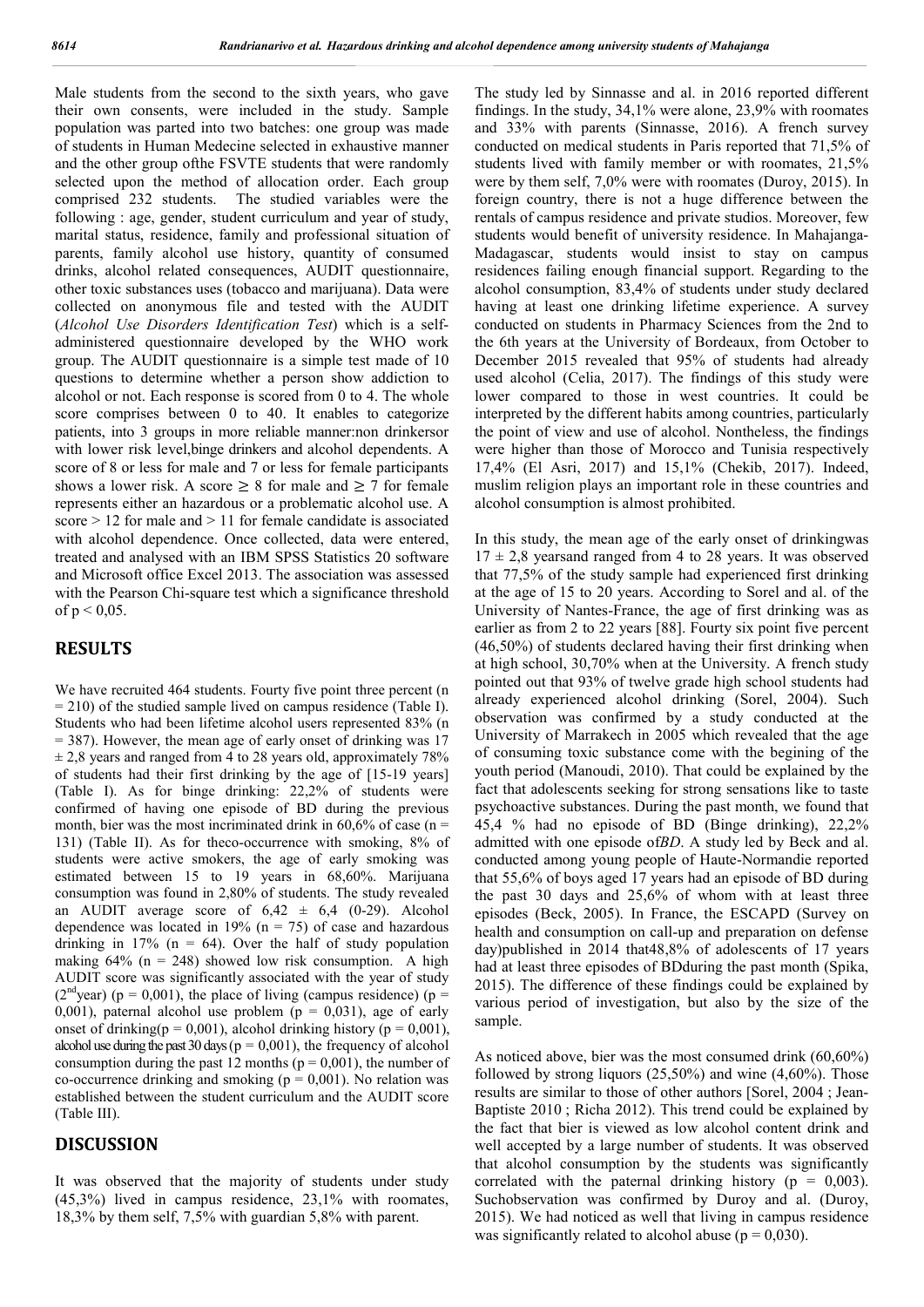Male students from the second to the sixth years, who gave their own consents, were included in the study. Sample population was parted into two batches: one group was made of students in Human Medecine selected in exhaustive manner and the other group ofthe FSVTE students that were randomly selected upon the method of allocation order. Each group comprised 232 students. The studied variables were the following : age, gender, student curriculum and year of study, marital status, residence, family and professional situation of parents, family alcohol use history, quantity of consumed drinks, alcohol related consequences, AUDIT questionnaire, other toxic substances uses (tobacco and marijuana). Data were collected on anonymous file and tested with the AUDIT (*Alcohol Use Disorders Identification Test*) which is a self-administered questionnaire developed by the WHO work group. The AUDIT questionnaire is a simple test made of 10 questions to determine whether a person show addiction to alcohol or not. Each response is scored from 0 to 4. The whole score comprises between 0 to 40. It enables to categorize patients, into 3 groups in more reliable manner:non drinkersor with lower risk level,binge drinkers and alcohol dependents. A score of 8 or less for male and 7 or less for female participants shows a lower risk. A score $\geq 8$ for male and $\geq 7$ for female represents either an hazardous or a problematic alcohol use. A score $> 12$ for male and $> 11$ for female candidate is associated with alcohol dependence. Once collected, data were entered, treated and analysed with an IBM SPSS Statistics 20 software and Microsoft office Excel 2013. The association was assessed with the Pearson Chi-square test which a significance threshold of $p < 0{,}05$.

## RESULTS

We have recruited 464 students. Fourty five point three percent (n = 210) of the studied sample lived on campus residence (Table I). Students who had been lifetime alcohol users represented 83% (n = 387). However, the mean age of early onset of drinking was 17 ± 2,8 years and ranged from 4 to 28 years old, approximately 78% of students had their first drinking by the age of [15-19 years] (Table I). As for binge drinking: 22,2% of students were confirmed of having one episode of BD during the previous month, bier was the most incriminated drink in 60,6% of case (n = 131) (Table II). As for theco-occurrence with smoking, 8% of students were active smokers, the age of early smoking was estimated between 15 to 19 years in 68,60%. Marijuana consumption was found in 2,80% of students. The study revealed an AUDIT average score of 6,42 ± 6,4 (0-29). Alcohol dependence was located in 19% (n = 75) of case and hazardous drinking in 17% (n = 64). Over the half of study population making 64% (n = 248) showed low risk consumption. A high AUDIT score was significantly associated with the year of study (2[nd]year) ($p = 0{,}001$), the place of living (campus residence) ($p = 0{,}001$), paternal alcohol use problem ($p = 0{,}031$), age of early onset of drinking($p = 0{,}001$), alcohol drinking history ($p = 0{,}001$), alcohol use during the past 30 days ($p = 0{,}001$), the frequency of alcohol consumption during the past 12 months ($p = 0{,}001$), the number of co-occurrence drinking and smoking ($p = 0{,}001$). No relation was established between the student curriculum and the AUDIT score (Table III).

## DISCUSSION

It was observed that the majority of students under study (45,3%) lived in campus residence, 23,1% with roomates, 18,3% by them self, 7,5% with guardian 5,8% with parent. The study led by Sinnasse and al. in 2016 reported different findings. In the study, 34,1% were alone, 23,9% with roomates and 33% with parents (Sinnasse, 2016). A french survey conducted on medical students in Paris reported that 71,5% of students lived with family member or with roomates, 21,5% were by them self, 7,0% were with roomates (Duroy, 2015). In foreign country, there is not a huge difference between the rentals of campus residence and private studios. Moreover, few students would benefit of university residence. In Mahajanga-Madagascar, students would insist to stay on campus residences failing enough financial support. Regarding to the alcohol consumption, 83,4% of students under study declared having at least one drinking lifetime experience. A survey conducted on students in Pharmacy Sciences from the 2nd to the 6th years at the University of Bordeaux, from October to December 2015 revealed that 95% of students had already used alcohol (Celia, 2017). The findings of this study were lower compared to those in west countries. It could be interpreted by the different habits among countries, particularly the point of view and use of alcohol. Nontheless, the findings were higher than those of Morocco and Tunisia respectively 17,4% (El Asri, 2017) and 15,1% (Chekib, 2017). Indeed, muslim religion plays an important role in these countries and alcohol consumption is almost prohibited.

In this study, the mean age of the early onset of drinkingwas 17 ± 2,8 yearsand ranged from 4 to 28 years. It was observed that 77,5% of the study sample had experienced first drinking at the age of 15 to 20 years. According to Sorel and al. of the University of Nantes-France, the age of first drinking was as earlier as from 2 to 22 years [88]. Fourty six point five percent (46,50%) of students declared having their first drinking when at high school, 30,70% when at the University. A french study pointed out that 93% of twelve grade high school students had already experienced alcohol drinking (Sorel, 2004). Such observation was confirmed by a study conducted at the University of Marrakech in 2005 which revealed that the age of consuming toxic substance come with the begining of the youth period (Manoudi, 2010). That could be explained by the fact that adolescents seeking for strong sensations like to taste psychoactive substances. During the past month, we found that 45,4 % had no episode of BD (Binge drinking), 22,2% admitted with one episode of*BD*. A study led by Beck and al. conducted among young people of Haute-Normandie reported that 55,6% of boys aged 17 years had an episode of BD during the past 30 days and 25,6% of whom with at least three episodes (Beck, 2005). In France, the ESCAPD (Survey on health and consumption on call-up and preparation on defense day)published in 2014 that48,8% of adolescents of 17 years had at least three episodes of BDduring the past month (Spika, 2015). The difference of these findings could be explained by various period of investigation, but also by the size of the sample.

As noticed above, bier was the most consumed drink (60,60%) followed by strong liquors (25,50%) and wine (4,60%). Those results are similar to those of other authors [Sorel, 2004 ; Jean-Baptiste 2010 ; Richa 2012). This trend could be explained by the fact that bier is viewed as low alcohol content drink and well accepted by a large number of students. It was observed that alcohol consumption by the students was significantly correlated with the paternal drinking history ($p = 0{,}003$). Suchobservation was confirmed by Duroy and al. (Duroy, 2015). We had noticed as well that living in campus residence was significantly related to alcohol abuse ($p = 0{,}030$).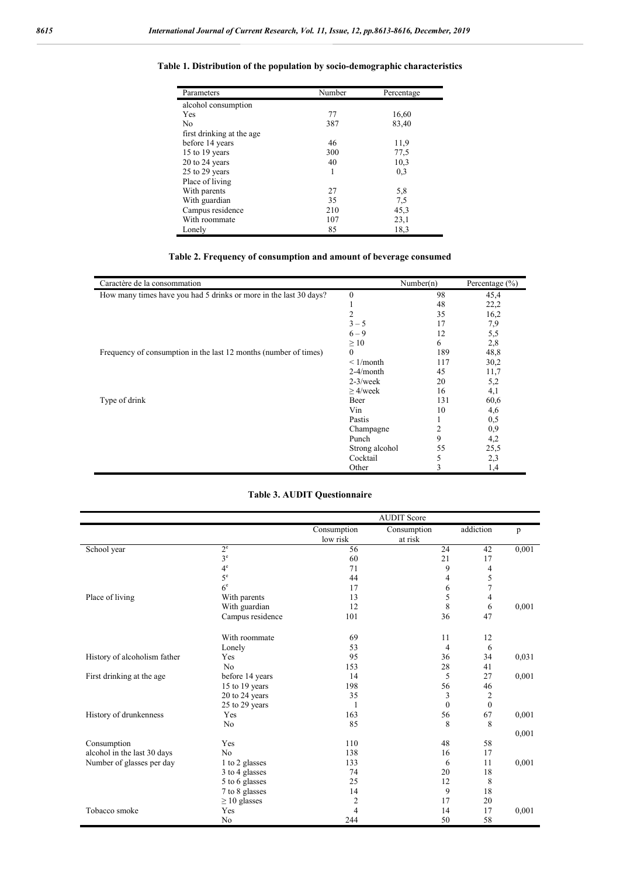**Table 1. Distribution of the population by socio-demographic characteristics**

| Parameters | Number | Percentage |
|---|---|---|
| alcohol consumption | | |
| Yes | 77 | 16,60 |
| No | 387 | 83,40 |
| first drinking at the age | | |
| before 14 years | 46 | 11,9 |
| 15 to 19 years | 300 | 77,5 |
| 20 to 24 years | 40 | 10,3 |
| 25 to 29 years | 1 | 0,3 |
| Place of living | | |
| With parents | 27 | 5,8 |
| With guardian | 35 | 7,5 |
| Campus residence | 210 | 45,3 |
| With roommate | 107 | 23,1 |
| Lonely | 85 | 18,3 |

**Table 2. Frequency of consumption and amount of beverage consumed**

| Caractère de la consommation | | Number(n) | Percentage (%) |
|---|---|---|---|
| How many times have you had 5 drinks or more in the last 30 days? | 0 | 98 | 45,4 |
| | 1 | 48 | 22,2 |
| | 2 | 35 | 16,2 |
| | 3 – 5 | 17 | 7,9 |
| | 6 – 9 | 12 | 5,5 |
| | ≥ 10 | 6 | 2,8 |
| Frequency of consumption in the last 12 months (number of times) | 0 | 189 | 48,8 |
| | < 1/month | 117 | 30,2 |
| | 2-4/month | 45 | 11,7 |
| | 2-3/week | 20 | 5,2 |
| | ≥ 4/week | 16 | 4,1 |
| Type of drink | Beer | 131 | 60,6 |
| | Vin | 10 | 4,6 |
| | Pastis | 1 | 0,5 |
| | Champagne | 2 | 0,9 |
| | Punch | 9 | 4,2 |
| | Strong alcohol | 55 | 25,5 |
| | Cocktail | 5 | 2,3 |
| | Other | 3 | 1,4 |

**Table 3. AUDIT Questionnaire**

| | | AUDIT Score | | | |
|---|---|---|---|---|---|
| | | Consumption low risk | Consumption at risk | addiction | p |
| School year | 2$^{e}$ | 56 | 24 | 42 | 0,001 |
| | 3$^{e}$ | 60 | 21 | 17 | |
| | 4$^{e}$ | 71 | 9 | 4 | |
| | 5$^{e}$ | 44 | 4 | 5 | |
| | 6$^{e}$ | 17 | 6 | 7 | |
| Place of living | With parents | 13 | 5 | 4 | |
| | With guardian | 12 | 8 | 6 | 0,001 |
| | Campus residence | 101 | 36 | 47 | |
| | With roommate | 69 | 11 | 12 | |
| | Lonely | 53 | 4 | 6 | |
| History of alcoholism father | Yes | 95 | 36 | 34 | 0,031 |
| | No | 153 | 28 | 41 | |
| First drinking at the age | before 14 years | 14 | 5 | 27 | 0,001 |
| | 15 to 19 years | 198 | 56 | 46 | |
| | 20 to 24 years | 35 | 3 | 2 | |
| | 25 to 29 years | 1 | 0 | 0 | |
| History of drunkenness | Yes | 163 | 56 | 67 | 0,001 |
| | No | 85 | 8 | 8 | |
| Consumption alcohol in the last 30 days | Yes | 110 | 48 | 58 | 0,001 |
| | No | 138 | 16 | 17 | |
| Number of glasses per day | 1 to 2 glasses | 133 | 6 | 11 | 0,001 |
| | 3 to 4 glasses | 74 | 20 | 18 | |
| | 5 to 6 glasses | 25 | 12 | 8 | |
| | 7 to 8 glasses | 14 | 9 | 18 | |
| | ≥ 10 glasses | 2 | 17 | 20 | |
| Tobacco smoke | Yes | 4 | 14 | 17 | 0,001 |
| | No | 244 | 50 | 58 | |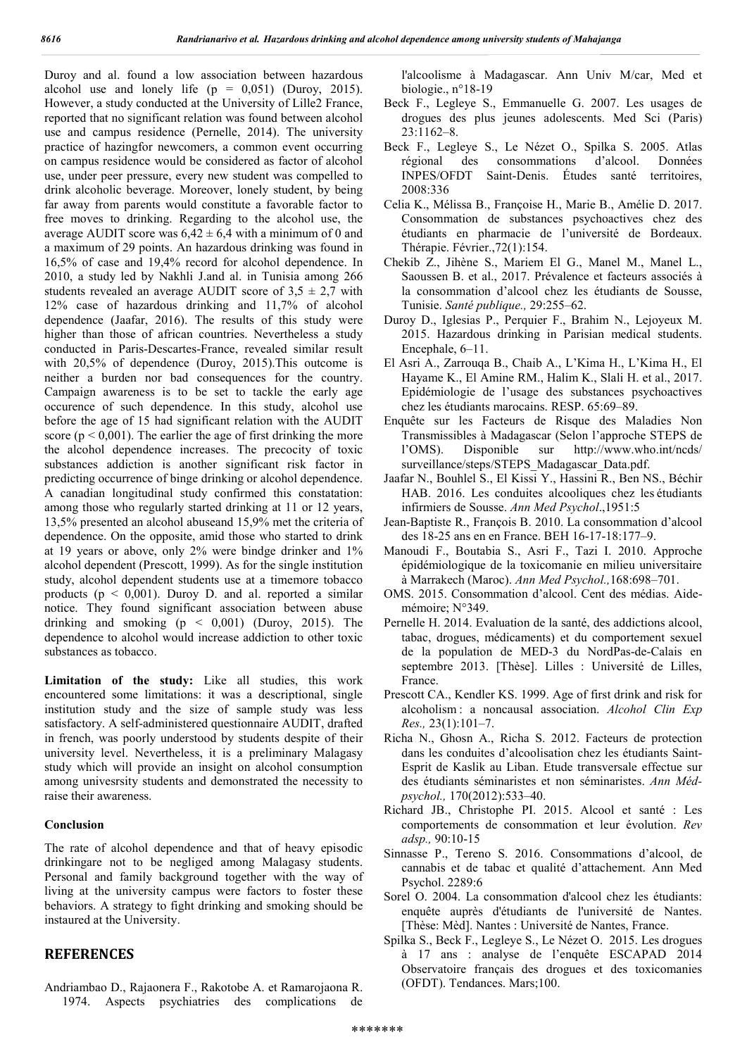Duroy and al. found a low association between hazardous alcohol use and lonely life (p = 0,051) (Duroy, 2015). However, a study conducted at the University of Lille2 France, reported that no significant relation was found between alcohol use and campus residence (Pernelle, 2014). The university practice of hazingfor newcomers, a common event occurring on campus residence would be considered as factor of alcohol use, under peer pressure, every new student was compelled to drink alcoholic beverage. Moreover, lonely student, by being far away from parents would constitute a favorable factor to free moves to drinking. Regarding to the alcohol use, the average AUDIT score was 6,42 ± 6,4 with a minimum of 0 and a maximum of 29 points. An hazardous drinking was found in 16,5% of case and 19,4% record for alcohol dependence. In 2010, a study led by Nakhli J.and al. in Tunisia among 266 students revealed an average AUDIT score of 3,5 ± 2,7 with 12% case of hazardous drinking and 11,7% of alcohol dependence (Jaafar, 2016). The results of this study were higher than those of african countries. Nevertheless a study conducted in Paris-Descartes-France, revealed similar result with 20,5% of dependence (Duroy, 2015).This outcome is neither a burden nor bad consequences for the country. Campaign awareness is to be set to tackle the early age occurence of such dependence. In this study, alcohol use before the age of 15 had significant relation with the AUDIT score ($p < 0,001$). The earlier the age of first drinking the more the alcohol dependence increases. The precocity of toxic substances addiction is another significant risk factor in predicting occurrence of binge drinking or alcohol dependence. A canadian longitudinal study confirmed this constatation: among those who regularly started drinking at 11 or 12 years, 13,5% presented an alcohol abuseand 15,9% met the criteria of dependence. On the opposite, amid those who started to drink at 19 years or above, only 2% were bindge drinker and 1% alcohol dependent (Prescott, 1999). As for the single institution study, alcohol dependent students use at a timemore tobacco products ($p < 0,001$). Duroy D. and al. reported a similar notice. They found significant association between abuse drinking and smoking ($p < 0,001$) (Duroy, 2015). The dependence to alcohol would increase addiction to other toxic substances as tobacco.

**Limitation of the study:** Like all studies, this work encountered some limitations: it was a descriptional, single institution study and the size of sample study was less satisfactory. A self-administered questionnaire AUDIT, drafted in french, was poorly understood by students despite of their university level. Nevertheless, it is a preliminary Malagasy study which will provide an insight on alcohol consumption among univesrsity students and demonstrated the necessity to raise their awareness.

### Conclusion

The rate of alcohol dependence and that of heavy episodic drinkingare not to be negliged among Malagasy students. Personal and family background together with the way of living at the university campus were factors to foster these behaviors. A strategy to fight drinking and smoking should be instaured at the University.

## REFERENCES

Andriambao D., Rajaonera F., Rakotobe A. et Ramarojaona R. 1974. Aspects psychiatries des complications de l'alcoolisme à Madagascar. Ann Univ M/car, Med et biologie., n°18-19

Beck F., Legleye S., Emmanuelle G. 2007. Les usages de drogues des plus jeunes adolescents. Med Sci (Paris) 23:1162–8.

Beck F., Legleye S., Le Nézet O., Spilka S. 2005. Atlas régional des consommations d'alcool. Données INPES/OFDT Saint-Denis. Études santé territoires, 2008:336

Celia K., Mélissa B., Françoise H., Marie B., Amélie D. 2017. Consommation de substances psychoactives chez des étudiants en pharmacie de l'université de Bordeaux. Thérapie. Février.,72(1):154.

Chekib Z., Jihène S., Mariem El G., Manel M., Manel L., Saoussen B. et al., 2017. Prévalence et facteurs associés à la consommation d'alcool chez les étudiants de Sousse, Tunisie. *Santé publique.,* 29:255–62.

Duroy D., Iglesias P., Perquier F., Brahim N., Lejoyeux M. 2015. Hazardous drinking in Parisian medical students. Encephale, 6–11.

El Asri A., Zarrouqa B., Chaib A., L'Kima H., L'Kima H., El Hayame K., El Amine RM., Halim K., Slali H. et al., 2017. Epidémiologie de l'usage des substances psychoactives chez les étudiants marocains. RESP. 65:69–89.

Enquête sur les Facteurs de Risque des Maladies Non Transmissibles à Madagascar (Selon l'approche STEPS de l'OMS). Disponible sur http://www.who.int/ncds/surveillance/steps/STEPS_Madagascar_Data.pdf.

Jaafar N., Bouhlel S., El Kissi Y., Hassini R., Ben NS., Béchir HAB. 2016. Les conduites alcooliques chez les étudiants infirmiers de Sousse. *Ann Med Psychol*.,1951:5

Jean-Baptiste R., François B. 2010. La consommation d'alcool des 18-25 ans en en France. BEH 16-17-18:177–9.

Manoudi F., Boutabia S., Asri F., Tazi I. 2010. Approche épidémiologique de la toxicomanie en milieu universitaire à Marrakech (Maroc). *Ann Med Psychol.,*168:698–701.

OMS. 2015. Consommation d'alcool. Cent des médias. Aide-mémoire; N°349.

Pernelle H. 2014. Evaluation de la santé, des addictions alcool, tabac, drogues, médicaments) et du comportement sexuel de la population de MED-3 du NordPas-de-Calais en septembre 2013. [Thèse]. Lilles : Université de Lilles, France.

Prescott CA., Kendler KS. 1999. Age of first drink and risk for alcoholism : a noncausal association. *Alcohol Clin Exp Res.,* 23(1):101–7.

Richa N., Ghosn A., Richa S. 2012. Facteurs de protection dans les conduites d'alcoolisation chez les étudiants Saint-Esprit de Kaslik au Liban. Etude transversale effectue sur des étudiants séminaristes et non séminaristes. *Ann Méd-psychol.,* 170(2012):533–40.

Richard JB., Christophe PI. 2015. Alcool et santé : Les comportements de consommation et leur évolution. *Rev adsp.,* 90:10-15

Sinnasse P., Tereno S. 2016. Consommations d'alcool, de cannabis et de tabac et qualité d'attachement. Ann Med Psychol. 2289:6

Sorel O. 2004. La consommation d'alcool chez les étudiants: enquête auprès d'étudiants de l'université de Nantes. [Thèse: Mèd]. Nantes : Université de Nantes, France.

Spilka S., Beck F., Legleye S., Le Nézet O. 2015. Les drogues à 17 ans : analyse de l'enquête ESCAPAD 2014 Observatoire français des drogues et des toxicomanies (OFDT). Tendances. Mars;100.

\*\*\*\*\*\*\*